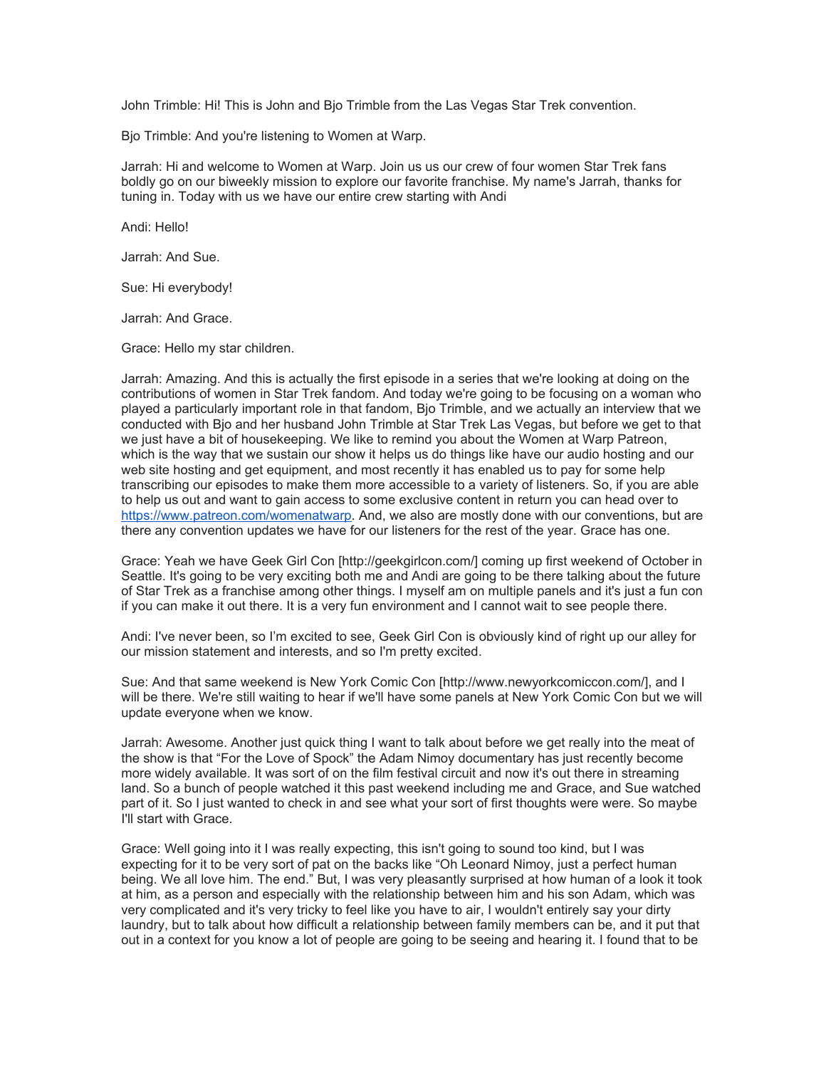John Trimble: Hi! This is John and Bjo Trimble from the Las Vegas Star Trek convention.

Bjo Trimble: And you're listening to Women at Warp.

Jarrah: Hi and welcome to Women at Warp. Join us us our crew of four women Star Trek fans boldly go on our biweekly mission to explore our favorite franchise. My name's Jarrah, thanks for tuning in. Today with us we have our entire crew starting with Andi

Andi: Hello!

Jarrah: And Sue.

Sue: Hi everybody!

Jarrah: And Grace.

Grace: Hello my star children.

Jarrah: Amazing. And this is actually the first episode in a series that we're looking at doing on the contributions of women in Star Trek fandom. And today we're going to be focusing on a woman who played a particularly important role in that fandom, Bjo Trimble, and we actually an interview that we conducted with Bjo and her husband John Trimble at Star Trek Las Vegas, but before we get to that we just have a bit of housekeeping. We like to remind you about the Women at Warp Patreon, which is the way that we sustain our show it helps us do things like have our audio hosting and our web site hosting and get equipment, and most recently it has enabled us to pay for some help transcribing our episodes to make them more accessible to a variety of listeners. So, if you are able to help us out and want to gain access to some exclusive content in return you can head over to https://www.patreon.com/womenatwarp. And, we also are mostly done with our conventions, but are there any convention updates we have for our listeners for the rest of the year. Grace has one.

Grace: Yeah we have Geek Girl Con [http://geekgirlcon.com/] coming up first weekend of October in Seattle. It's going to be very exciting both me and Andi are going to be there talking about the future of Star Trek as a franchise among other things. I myself am on multiple panels and it's just a fun con if you can make it out there. It is a very fun environment and I cannot wait to see people there.

Andi: I've never been, so I'm excited to see, Geek Girl Con is obviously kind of right up our alley for our mission statement and interests, and so I'm pretty excited.

Sue: And that same weekend is New York Comic Con [http://www.newyorkcomiccon.com/], and I will be there. We're still waiting to hear if we'll have some panels at New York Comic Con but we will update everyone when we know.

Jarrah: Awesome. Another just quick thing I want to talk about before we get really into the meat of the show is that "For the Love of Spock" the Adam Nimoy documentary has just recently become more widely available. It was sort of on the film festival circuit and now it's out there in streaming land. So a bunch of people watched it this past weekend including me and Grace, and Sue watched part of it. So I just wanted to check in and see what your sort of first thoughts were were. So maybe I'll start with Grace.

Grace: Well going into it I was really expecting, this isn't going to sound too kind, but I was expecting for it to be very sort of pat on the backs like "Oh Leonard Nimoy, just a perfect human being. We all love him. The end." But, I was very pleasantly surprised at how human of a look it took at him, as a person and especially with the relationship between him and his son Adam, which was very complicated and it's very tricky to feel like you have to air, I wouldn't entirely say your dirty laundry, but to talk about how difficult a relationship between family members can be, and it put that out in a context for you know a lot of people are going to be seeing and hearing it. I found that to be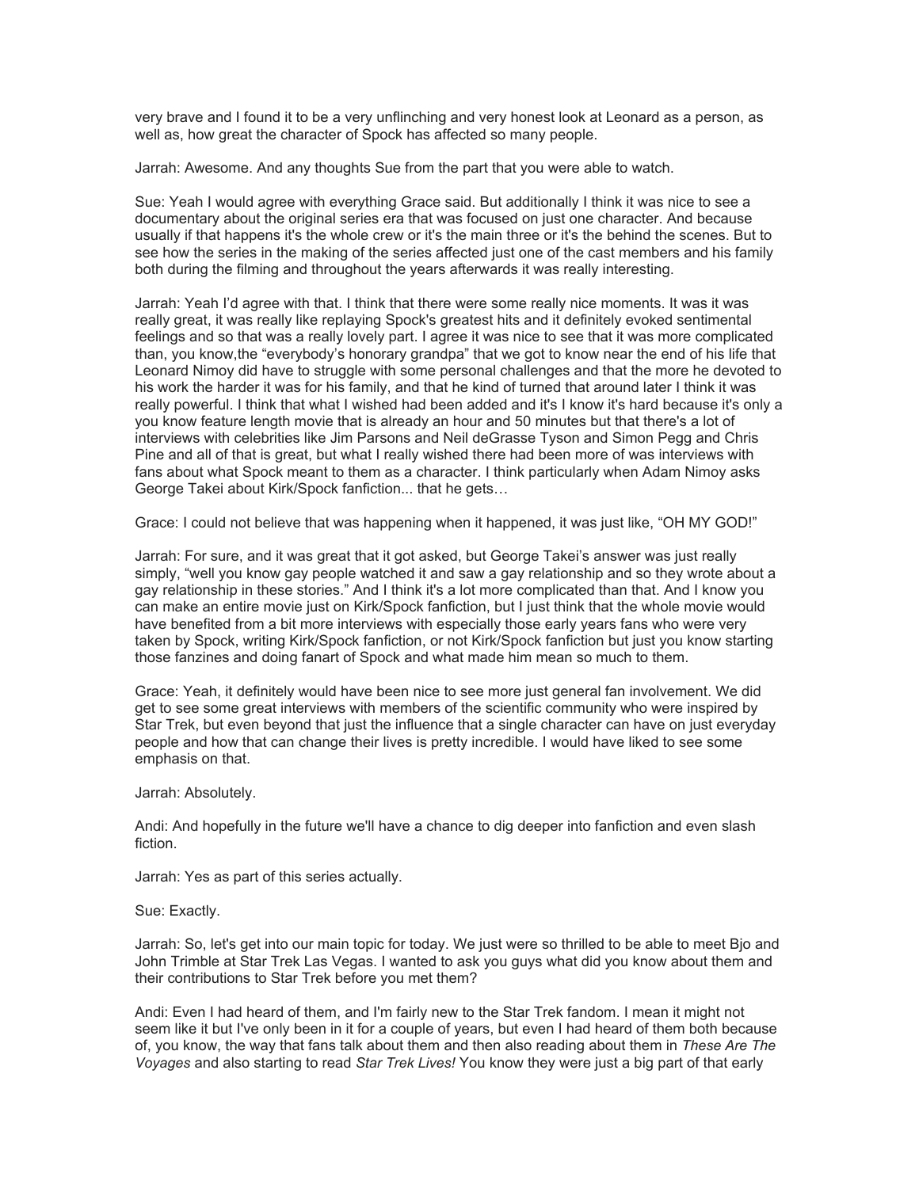very brave and I found it to be a very unflinching and very honest look at Leonard as a person, as well as, how great the character of Spock has affected so many people.

Jarrah: Awesome. And any thoughts Sue from the part that you were able to watch.

Sue: Yeah I would agree with everything Grace said. But additionally I think it was nice to see a documentary about the original series era that was focused on just one character. And because usually if that happens it's the whole crew or it's the main three or it's the behind the scenes. But to see how the series in the making of the series affected just one of the cast members and his family both during the filming and throughout the years afterwards it was really interesting.

Jarrah: Yeah I'd agree with that. I think that there were some really nice moments. It was it was really great, it was really like replaying Spock's greatest hits and it definitely evoked sentimental feelings and so that was a really lovely part. I agree it was nice to see that it was more complicated than, you know,the "everybody's honorary grandpa" that we got to know near the end of his life that Leonard Nimoy did have to struggle with some personal challenges and that the more he devoted to his work the harder it was for his family, and that he kind of turned that around later I think it was really powerful. I think that what I wished had been added and it's I know it's hard because it's only a you know feature length movie that is already an hour and 50 minutes but that there's a lot of interviews with celebrities like Jim Parsons and Neil deGrasse Tyson and Simon Pegg and Chris Pine and all of that is great, but what I really wished there had been more of was interviews with fans about what Spock meant to them as a character. I think particularly when Adam Nimoy asks George Takei about Kirk/Spock fanfiction... that he gets…

Grace: I could not believe that was happening when it happened, it was just like, "OH MY GOD!"

Jarrah: For sure, and it was great that it got asked, but George Takei's answer was just really simply, "well you know gay people watched it and saw a gay relationship and so they wrote about a gay relationship in these stories." And I think it's a lot more complicated than that. And I know you can make an entire movie just on Kirk/Spock fanfiction, but I just think that the whole movie would have benefited from a bit more interviews with especially those early years fans who were very taken by Spock, writing Kirk/Spock fanfiction, or not Kirk/Spock fanfiction but just you know starting those fanzines and doing fanart of Spock and what made him mean so much to them.

Grace: Yeah, it definitely would have been nice to see more just general fan involvement. We did get to see some great interviews with members of the scientific community who were inspired by Star Trek, but even beyond that just the influence that a single character can have on just everyday people and how that can change their lives is pretty incredible. I would have liked to see some emphasis on that.

Jarrah: Absolutely.

Andi: And hopefully in the future we'll have a chance to dig deeper into fanfiction and even slash fiction.

Jarrah: Yes as part of this series actually.

Sue: Exactly.

Jarrah: So, let's get into our main topic for today. We just were so thrilled to be able to meet Bjo and John Trimble at Star Trek Las Vegas. I wanted to ask you guys what did you know about them and their contributions to Star Trek before you met them?

Andi: Even I had heard of them, and I'm fairly new to the Star Trek fandom. I mean it might not seem like it but I've only been in it for a couple of years, but even I had heard of them both because of, you know, the way that fans talk about them and then also reading about them in *These Are The Voyages* and also starting to read *Star Trek Lives!* You know they were just a big part of that early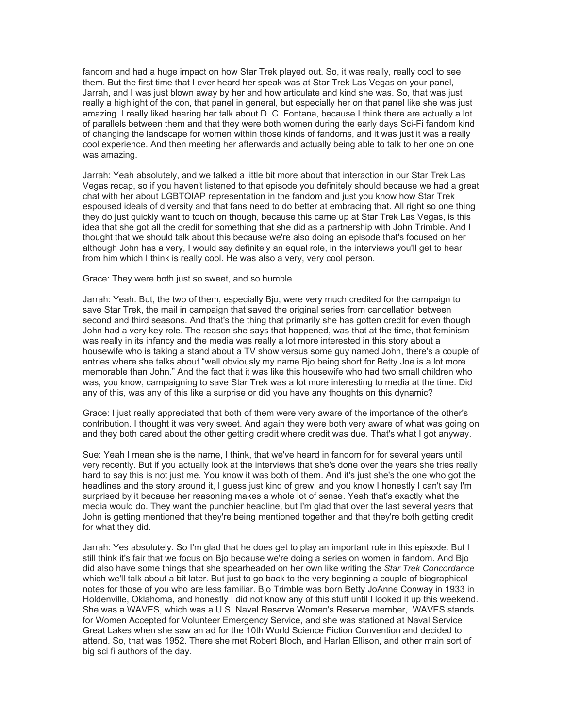fandom and had a huge impact on how Star Trek played out. So, it was really, really cool to see them. But the first time that I ever heard her speak was at Star Trek Las Vegas on your panel, Jarrah, and I was just blown away by her and how articulate and kind she was. So, that was just really a highlight of the con, that panel in general, but especially her on that panel like she was just amazing. I really liked hearing her talk about D. C. Fontana, because I think there are actually a lot of parallels between them and that they were both women during the early days Sci-Fi fandom kind of changing the landscape for women within those kinds of fandoms, and it was just it was a really cool experience. And then meeting her afterwards and actually being able to talk to her one on one was amazing.

Jarrah: Yeah absolutely, and we talked a little bit more about that interaction in our Star Trek Las Vegas recap, so if you haven't listened to that episode you definitely should because we had a great chat with her about LGBTQIAP representation in the fandom and just you know how Star Trek espoused ideals of diversity and that fans need to do better at embracing that. All right so one thing they do just quickly want to touch on though, because this came up at Star Trek Las Vegas, is this idea that she got all the credit for something that she did as a partnership with John Trimble. And I thought that we should talk about this because we're also doing an episode that's focused on her although John has a very, I would say definitely an equal role, in the interviews you'll get to hear from him which I think is really cool. He was also a very, very cool person.

Grace: They were both just so sweet, and so humble.

Jarrah: Yeah. But, the two of them, especially Bjo, were very much credited for the campaign to save Star Trek, the mail in campaign that saved the original series from cancellation between second and third seasons. And that's the thing that primarily she has gotten credit for even though John had a very key role. The reason she says that happened, was that at the time, that feminism was really in its infancy and the media was really a lot more interested in this story about a housewife who is taking a stand about a TV show versus some guy named John, there's a couple of entries where she talks about "well obviously my name Bjo being short for Betty Joe is a lot more memorable than John." And the fact that it was like this housewife who had two small children who was, you know, campaigning to save Star Trek was a lot more interesting to media at the time. Did any of this, was any of this like a surprise or did you have any thoughts on this dynamic?

Grace: I just really appreciated that both of them were very aware of the importance of the other's contribution. I thought it was very sweet. And again they were both very aware of what was going on and they both cared about the other getting credit where credit was due. That's what I got anyway.

Sue: Yeah I mean she is the name, I think, that we've heard in fandom for for several years until very recently. But if you actually look at the interviews that she's done over the years she tries really hard to say this is not just me. You know it was both of them. And it's just she's the one who got the headlines and the story around it, I guess just kind of grew, and you know I honestly I can't say I'm surprised by it because her reasoning makes a whole lot of sense. Yeah that's exactly what the media would do. They want the punchier headline, but I'm glad that over the last several years that John is getting mentioned that they're being mentioned together and that they're both getting credit for what they did.

Jarrah: Yes absolutely. So I'm glad that he does get to play an important role in this episode. But I still think it's fair that we focus on Bjo because we're doing a series on women in fandom. And Bjo did also have some things that she spearheaded on her own like writing the *Star Trek Concordance* which we'll talk about a bit later. But just to go back to the very beginning a couple of biographical notes for those of you who are less familiar. Bjo Trimble was born Betty JoAnne Conway in 1933 in Holdenville, Oklahoma, and honestly I did not know any of this stuff until I looked it up this weekend. She was a WAVES, which was a U.S. Naval Reserve Women's Reserve member, WAVES stands for Women Accepted for Volunteer Emergency Service, and she was stationed at Naval Service Great Lakes when she saw an ad for the 10th World Science Fiction Convention and decided to attend. So, that was 1952. There she met Robert Bloch, and Harlan Ellison, and other main sort of big sci fi authors of the day.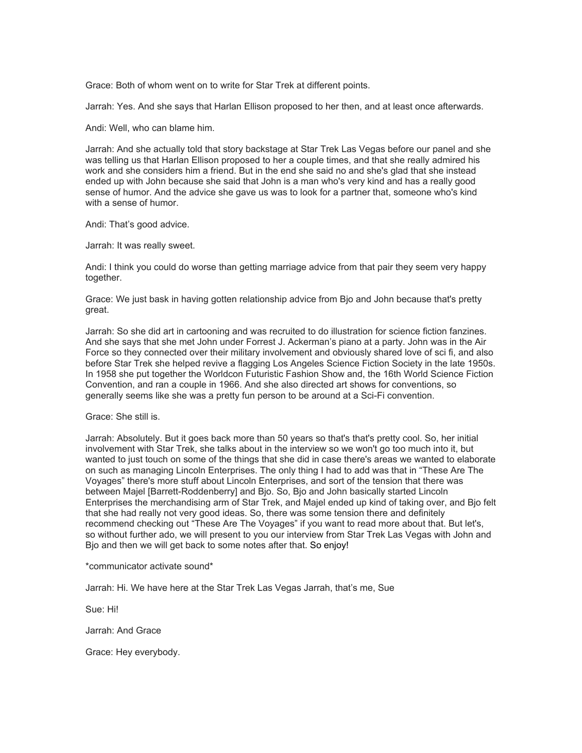Grace: Both of whom went on to write for Star Trek at different points.

Jarrah: Yes. And she says that Harlan Ellison proposed to her then, and at least once afterwards.

Andi: Well, who can blame him.

Jarrah: And she actually told that story backstage at Star Trek Las Vegas before our panel and she was telling us that Harlan Ellison proposed to her a couple times, and that she really admired his work and she considers him a friend. But in the end she said no and she's glad that she instead ended up with John because she said that John is a man who's very kind and has a really good sense of humor. And the advice she gave us was to look for a partner that, someone who's kind with a sense of humor.

Andi: That's good advice.

Jarrah: It was really sweet.

Andi: I think you could do worse than getting marriage advice from that pair they seem very happy together.

Grace: We just bask in having gotten relationship advice from Bjo and John because that's pretty great.

Jarrah: So she did art in cartooning and was recruited to do illustration for science fiction fanzines. And she says that she met John under Forrest J. Ackerman's piano at a party. John was in the Air Force so they connected over their military involvement and obviously shared love of sci fi, and also before Star Trek she helped revive a flagging Los Angeles Science Fiction Society in the late 1950s. In 1958 she put together the Worldcon Futuristic Fashion Show and, the 16th World Science Fiction Convention, and ran a couple in 1966. And she also directed art shows for conventions, so generally seems like she was a pretty fun person to be around at a Sci-Fi convention.

Grace: She still is.

Jarrah: Absolutely. But it goes back more than 50 years so that's that's pretty cool. So, her initial involvement with Star Trek, she talks about in the interview so we won't go too much into it, but wanted to just touch on some of the things that she did in case there's areas we wanted to elaborate on such as managing Lincoln Enterprises. The only thing I had to add was that in "These Are The Voyages" there's more stuff about Lincoln Enterprises, and sort of the tension that there was between Majel [Barrett-Roddenberry] and Bjo. So, Bjo and John basically started Lincoln Enterprises the merchandising arm of Star Trek, and Majel ended up kind of taking over, and Bjo felt that she had really not very good ideas. So, there was some tension there and definitely recommend checking out "These Are The Voyages" if you want to read more about that. But let's, so without further ado, we will present to you our interview from Star Trek Las Vegas with John and Bjo and then we will get back to some notes after that. So enjoy!

*communicator activate sound*

Jarrah: Hi. We have here at the Star Trek Las Vegas Jarrah, that's me, Sue

Sue: Hi!

Jarrah: And Grace

Grace: Hey everybody.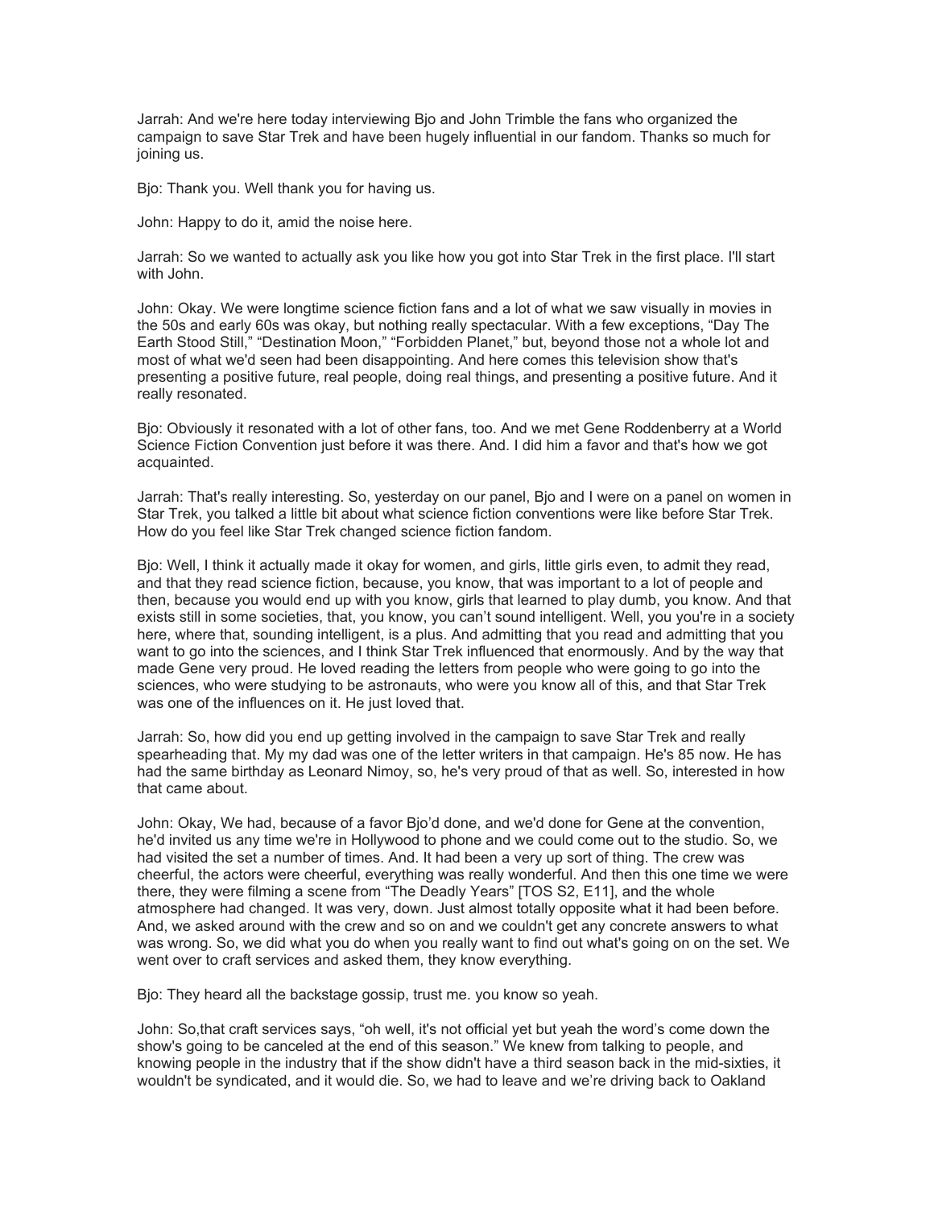Jarrah: And we're here today interviewing Bjo and John Trimble the fans who organized the campaign to save Star Trek and have been hugely influential in our fandom. Thanks so much for joining us.

Bjo: Thank you. Well thank you for having us.

John: Happy to do it, amid the noise here.

Jarrah: So we wanted to actually ask you like how you got into Star Trek in the first place. I'll start with John.

John: Okay. We were longtime science fiction fans and a lot of what we saw visually in movies in the 50s and early 60s was okay, but nothing really spectacular. With a few exceptions, "Day The Earth Stood Still," "Destination Moon," "Forbidden Planet," but, beyond those not a whole lot and most of what we'd seen had been disappointing. And here comes this television show that's presenting a positive future, real people, doing real things, and presenting a positive future. And it really resonated.

Bjo: Obviously it resonated with a lot of other fans, too. And we met Gene Roddenberry at a World Science Fiction Convention just before it was there. And. I did him a favor and that's how we got acquainted.

Jarrah: That's really interesting. So, yesterday on our panel, Bjo and I were on a panel on women in Star Trek, you talked a little bit about what science fiction conventions were like before Star Trek. How do you feel like Star Trek changed science fiction fandom.

Bjo: Well, I think it actually made it okay for women, and girls, little girls even, to admit they read, and that they read science fiction, because, you know, that was important to a lot of people and then, because you would end up with you know, girls that learned to play dumb, you know. And that exists still in some societies, that, you know, you can't sound intelligent. Well, you you're in a society here, where that, sounding intelligent, is a plus. And admitting that you read and admitting that you want to go into the sciences, and I think Star Trek influenced that enormously. And by the way that made Gene very proud. He loved reading the letters from people who were going to go into the sciences, who were studying to be astronauts, who were you know all of this, and that Star Trek was one of the influences on it. He just loved that.

Jarrah: So, how did you end up getting involved in the campaign to save Star Trek and really spearheading that. My my dad was one of the letter writers in that campaign. He's 85 now. He has had the same birthday as Leonard Nimoy, so, he's very proud of that as well. So, interested in how that came about.

John: Okay, We had, because of a favor Bjo'd done, and we'd done for Gene at the convention, he'd invited us any time we're in Hollywood to phone and we could come out to the studio. So, we had visited the set a number of times. And. It had been a very up sort of thing. The crew was cheerful, the actors were cheerful, everything was really wonderful. And then this one time we were there, they were filming a scene from "The Deadly Years" [TOS S2, E11], and the whole atmosphere had changed. It was very, down. Just almost totally opposite what it had been before. And, we asked around with the crew and so on and we couldn't get any concrete answers to what was wrong. So, we did what you do when you really want to find out what's going on on the set. We went over to craft services and asked them, they know everything.

Bjo: They heard all the backstage gossip, trust me. you know so yeah.

John: So,that craft services says, "oh well, it's not official yet but yeah the word's come down the show's going to be canceled at the end of this season." We knew from talking to people, and knowing people in the industry that if the show didn't have a third season back in the mid-sixties, it wouldn't be syndicated, and it would die. So, we had to leave and we're driving back to Oakland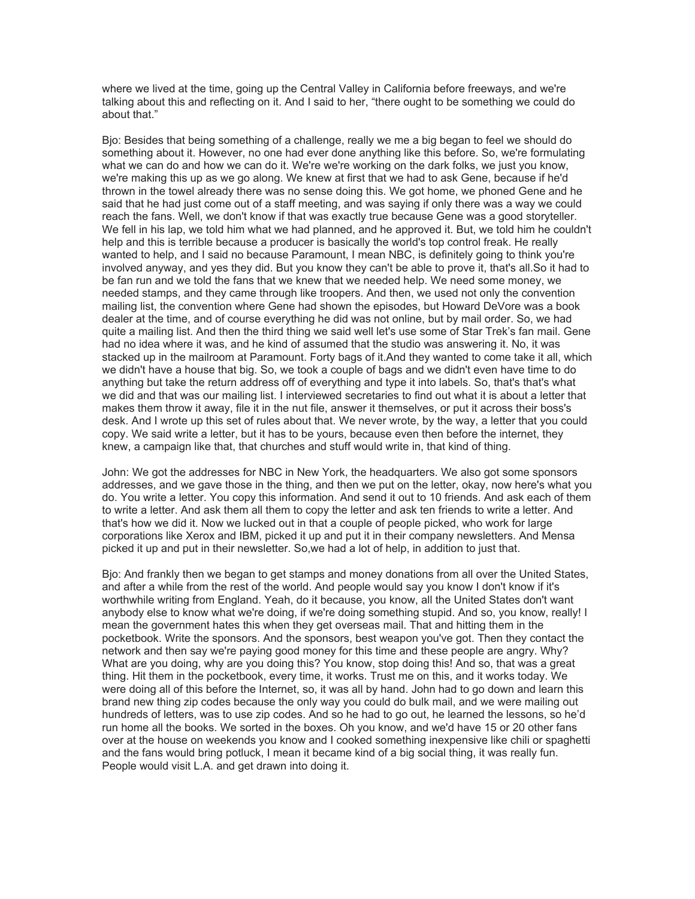where we lived at the time, going up the Central Valley in California before freeways, and we're talking about this and reflecting on it. And I said to her, "there ought to be something we could do about that."

Bjo: Besides that being something of a challenge, really we me a big began to feel we should do something about it. However, no one had ever done anything like this before. So, we're formulating what we can do and how we can do it. We're we're working on the dark folks, we just you know, we're making this up as we go along. We knew at first that we had to ask Gene, because if he'd thrown in the towel already there was no sense doing this. We got home, we phoned Gene and he said that he had just come out of a staff meeting, and was saying if only there was a way we could reach the fans. Well, we don't know if that was exactly true because Gene was a good storyteller. We fell in his lap, we told him what we had planned, and he approved it. But, we told him he couldn't help and this is terrible because a producer is basically the world's top control freak. He really wanted to help, and I said no because Paramount, I mean NBC, is definitely going to think you're involved anyway, and yes they did. But you know they can't be able to prove it, that's all.So it had to be fan run and we told the fans that we knew that we needed help. We need some money, we needed stamps, and they came through like troopers. And then, we used not only the convention mailing list, the convention where Gene had shown the episodes, but Howard DeVore was a book dealer at the time, and of course everything he did was not online, but by mail order. So, we had quite a mailing list. And then the third thing we said well let's use some of Star Trek's fan mail. Gene had no idea where it was, and he kind of assumed that the studio was answering it. No, it was stacked up in the mailroom at Paramount. Forty bags of it.And they wanted to come take it all, which we didn't have a house that big. So, we took a couple of bags and we didn't even have time to do anything but take the return address off of everything and type it into labels. So, that's that's what we did and that was our mailing list. I interviewed secretaries to find out what it is about a letter that makes them throw it away, file it in the nut file, answer it themselves, or put it across their boss's desk. And I wrote up this set of rules about that. We never wrote, by the way, a letter that you could copy. We said write a letter, but it has to be yours, because even then before the internet, they knew, a campaign like that, that churches and stuff would write in, that kind of thing.

John: We got the addresses for NBC in New York, the headquarters. We also got some sponsors addresses, and we gave those in the thing, and then we put on the letter, okay, now here's what you do. You write a letter. You copy this information. And send it out to 10 friends. And ask each of them to write a letter. And ask them all them to copy the letter and ask ten friends to write a letter. And that's how we did it. Now we lucked out in that a couple of people picked, who work for large corporations like Xerox and IBM, picked it up and put it in their company newsletters. And Mensa picked it up and put in their newsletter. So,we had a lot of help, in addition to just that.

Bjo: And frankly then we began to get stamps and money donations from all over the United States, and after a while from the rest of the world. And people would say you know I don't know if it's worthwhile writing from England. Yeah, do it because, you know, all the United States don't want anybody else to know what we're doing, if we're doing something stupid. And so, you know, really! I mean the government hates this when they get overseas mail. That and hitting them in the pocketbook. Write the sponsors. And the sponsors, best weapon you've got. Then they contact the network and then say we're paying good money for this time and these people are angry. Why? What are you doing, why are you doing this? You know, stop doing this! And so, that was a great thing. Hit them in the pocketbook, every time, it works. Trust me on this, and it works today. We were doing all of this before the Internet, so, it was all by hand. John had to go down and learn this brand new thing zip codes because the only way you could do bulk mail, and we were mailing out hundreds of letters, was to use zip codes. And so he had to go out, he learned the lessons, so he'd run home all the books. We sorted in the boxes. Oh you know, and we'd have 15 or 20 other fans over at the house on weekends you know and I cooked something inexpensive like chili or spaghetti and the fans would bring potluck, I mean it became kind of a big social thing, it was really fun. People would visit L.A. and get drawn into doing it.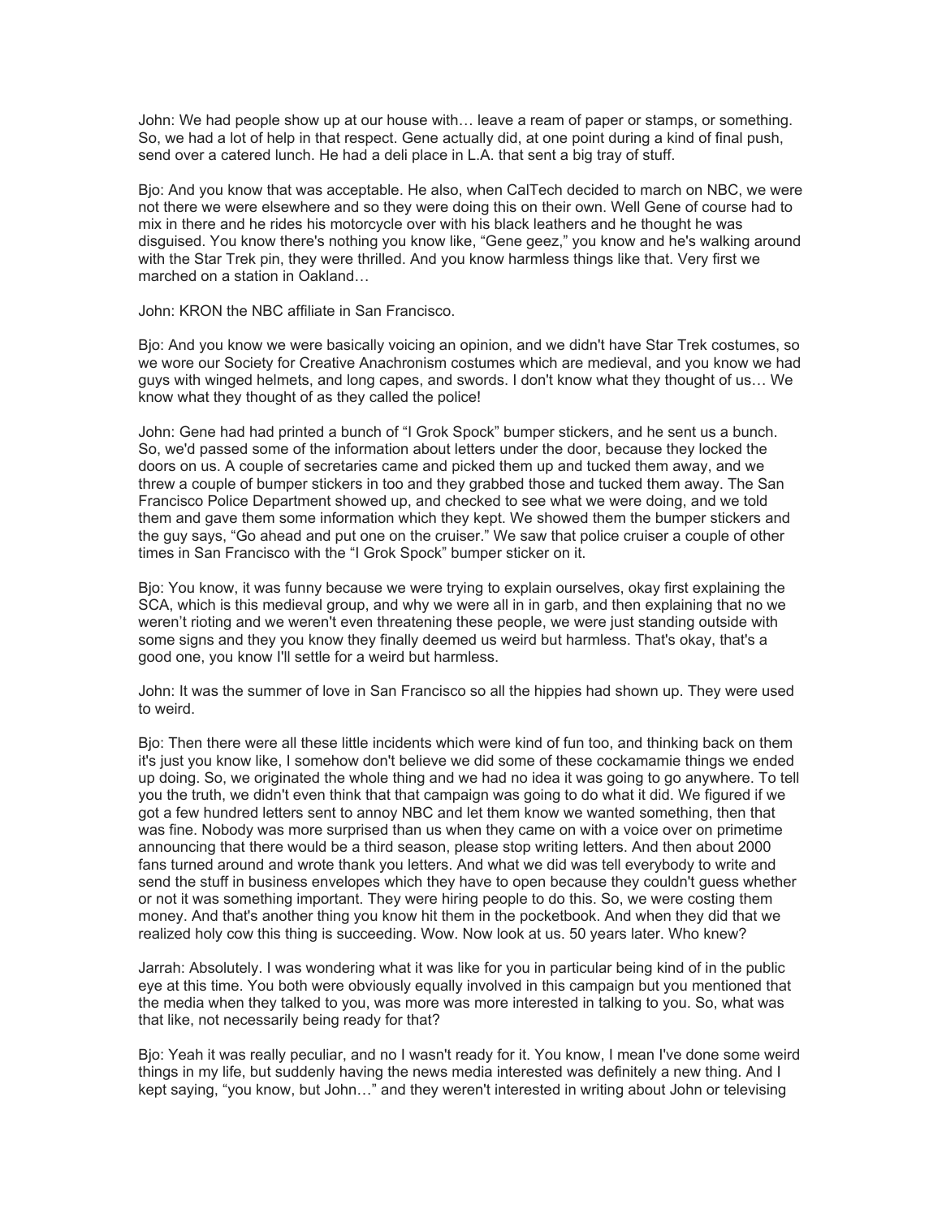John: We had people show up at our house with… leave a ream of paper or stamps, or something. So, we had a lot of help in that respect. Gene actually did, at one point during a kind of final push, send over a catered lunch. He had a deli place in L.A. that sent a big tray of stuff.

Bjo: And you know that was acceptable. He also, when CalTech decided to march on NBC, we were not there we were elsewhere and so they were doing this on their own. Well Gene of course had to mix in there and he rides his motorcycle over with his black leathers and he thought he was disguised. You know there's nothing you know like, “Gene geez,” you know and he's walking around with the Star Trek pin, they were thrilled. And you know harmless things like that. Very first we marched on a station in Oakland…

John: KRON the NBC affiliate in San Francisco.

Bjo: And you know we were basically voicing an opinion, and we didn't have Star Trek costumes, so we wore our Society for Creative Anachronism costumes which are medieval, and you know we had guys with winged helmets, and long capes, and swords. I don't know what they thought of us… We know what they thought of as they called the police!

John: Gene had had printed a bunch of “I Grok Spock” bumper stickers, and he sent us a bunch. So, we'd passed some of the information about letters under the door, because they locked the doors on us. A couple of secretaries came and picked them up and tucked them away, and we threw a couple of bumper stickers in too and they grabbed those and tucked them away. The San Francisco Police Department showed up, and checked to see what we were doing, and we told them and gave them some information which they kept. We showed them the bumper stickers and the guy says, “Go ahead and put one on the cruiser.” We saw that police cruiser a couple of other times in San Francisco with the “I Grok Spock” bumper sticker on it.

Bjo: You know, it was funny because we were trying to explain ourselves, okay first explaining the SCA, which is this medieval group, and why we were all in in garb, and then explaining that no we weren't rioting and we weren't even threatening these people, we were just standing outside with some signs and they you know they finally deemed us weird but harmless. That's okay, that's a good one, you know I'll settle for a weird but harmless.

John: It was the summer of love in San Francisco so all the hippies had shown up. They were used to weird.

Bjo: Then there were all these little incidents which were kind of fun too, and thinking back on them it's just you know like, I somehow don't believe we did some of these cockamamie things we ended up doing. So, we originated the whole thing and we had no idea it was going to go anywhere. To tell you the truth, we didn't even think that that campaign was going to do what it did. We figured if we got a few hundred letters sent to annoy NBC and let them know we wanted something, then that was fine. Nobody was more surprised than us when they came on with a voice over on primetime announcing that there would be a third season, please stop writing letters. And then about 2000 fans turned around and wrote thank you letters. And what we did was tell everybody to write and send the stuff in business envelopes which they have to open because they couldn't guess whether or not it was something important. They were hiring people to do this. So, we were costing them money. And that's another thing you know hit them in the pocketbook. And when they did that we realized holy cow this thing is succeeding. Wow. Now look at us. 50 years later. Who knew?

Jarrah: Absolutely. I was wondering what it was like for you in particular being kind of in the public eye at this time. You both were obviously equally involved in this campaign but you mentioned that the media when they talked to you, was more was more interested in talking to you. So, what was that like, not necessarily being ready for that?

Bjo: Yeah it was really peculiar, and no I wasn't ready for it. You know, I mean I've done some weird things in my life, but suddenly having the news media interested was definitely a new thing. And I kept saying, “you know, but John…” and they weren't interested in writing about John or televising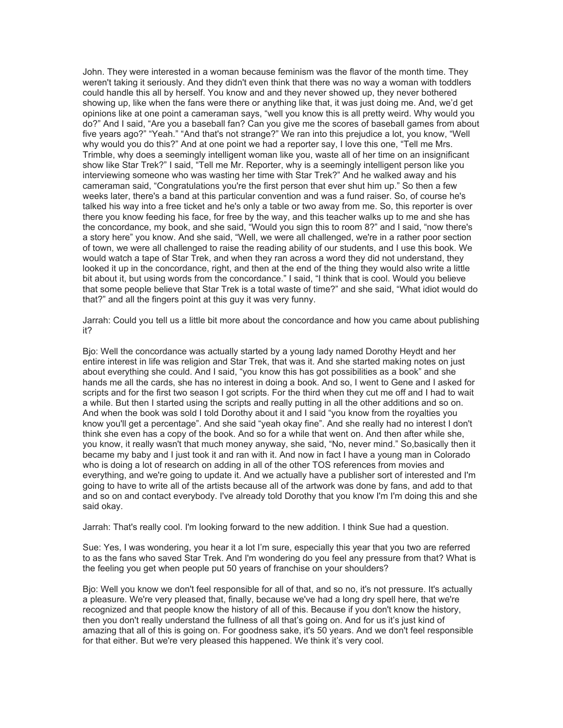John. They were interested in a woman because feminism was the flavor of the month time. They weren't taking it seriously. And they didn't even think that there was no way a woman with toddlers could handle this all by herself. You know and and they never showed up, they never bothered showing up, like when the fans were there or anything like that, it was just doing me. And, we'd get opinions like at one point a cameraman says, "well you know this is all pretty weird. Why would you do?" And I said, "Are you a baseball fan? Can you give me the scores of baseball games from about five years ago?" "Yeah." "And that's not strange?" We ran into this prejudice a lot, you know, "Well why would you do this?" And at one point we had a reporter say, I love this one, "Tell me Mrs. Trimble, why does a seemingly intelligent woman like you, waste all of her time on an insignificant show like Star Trek?" I said, "Tell me Mr. Reporter, why is a seemingly intelligent person like you interviewing someone who was wasting her time with Star Trek?" And he walked away and his cameraman said, "Congratulations you're the first person that ever shut him up." So then a few weeks later, there's a band at this particular convention and was a fund raiser. So, of course he's talked his way into a free ticket and he's only a table or two away from me. So, this reporter is over there you know feeding his face, for free by the way, and this teacher walks up to me and she has the concordance, my book, and she said, "Would you sign this to room 8?" and I said, "now there's a story here" you know. And she said, "Well, we were all challenged, we're in a rather poor section of town, we were all challenged to raise the reading ability of our students, and I use this book. We would watch a tape of Star Trek, and when they ran across a word they did not understand, they looked it up in the concordance, right, and then at the end of the thing they would also write a little bit about it, but using words from the concordance." I said, "I think that is cool. Would you believe that some people believe that Star Trek is a total waste of time?" and she said, "What idiot would do that?" and all the fingers point at this guy it was very funny.

Jarrah: Could you tell us a little bit more about the concordance and how you came about publishing it?

Bjo: Well the concordance was actually started by a young lady named Dorothy Heydt and her entire interest in life was religion and Star Trek, that was it. And she started making notes on just about everything she could. And I said, "you know this has got possibilities as a book" and she hands me all the cards, she has no interest in doing a book. And so, I went to Gene and I asked for scripts and for the first two season I got scripts. For the third when they cut me off and I had to wait a while. But then I started using the scripts and really putting in all the other additions and so on. And when the book was sold I told Dorothy about it and I said "you know from the royalties you know you'll get a percentage". And she said "yeah okay fine". And she really had no interest I don't think she even has a copy of the book. And so for a while that went on. And then after while she, you know, it really wasn't that much money anyway, she said, "No, never mind." So,basically then it became my baby and I just took it and ran with it. And now in fact I have a young man in Colorado who is doing a lot of research on adding in all of the other TOS references from movies and everything, and we're going to update it. And we actually have a publisher sort of interested and I'm going to have to write all of the artists because all of the artwork was done by fans, and add to that and so on and contact everybody. I've already told Dorothy that you know I'm I'm doing this and she said okay.

Jarrah: That's really cool. I'm looking forward to the new addition. I think Sue had a question.

Sue: Yes, I was wondering, you hear it a lot I'm sure, especially this year that you two are referred to as the fans who saved Star Trek. And I'm wondering do you feel any pressure from that? What is the feeling you get when people put 50 years of franchise on your shoulders?

Bjo: Well you know we don't feel responsible for all of that, and so no, it's not pressure. It's actually a pleasure. We're very pleased that, finally, because we've had a long dry spell here, that we're recognized and that people know the history of all of this. Because if you don't know the history, then you don't really understand the fullness of all that's going on. And for us it's just kind of amazing that all of this is going on. For goodness sake, it's 50 years. And we don't feel responsible for that either. But we're very pleased this happened. We think it's very cool.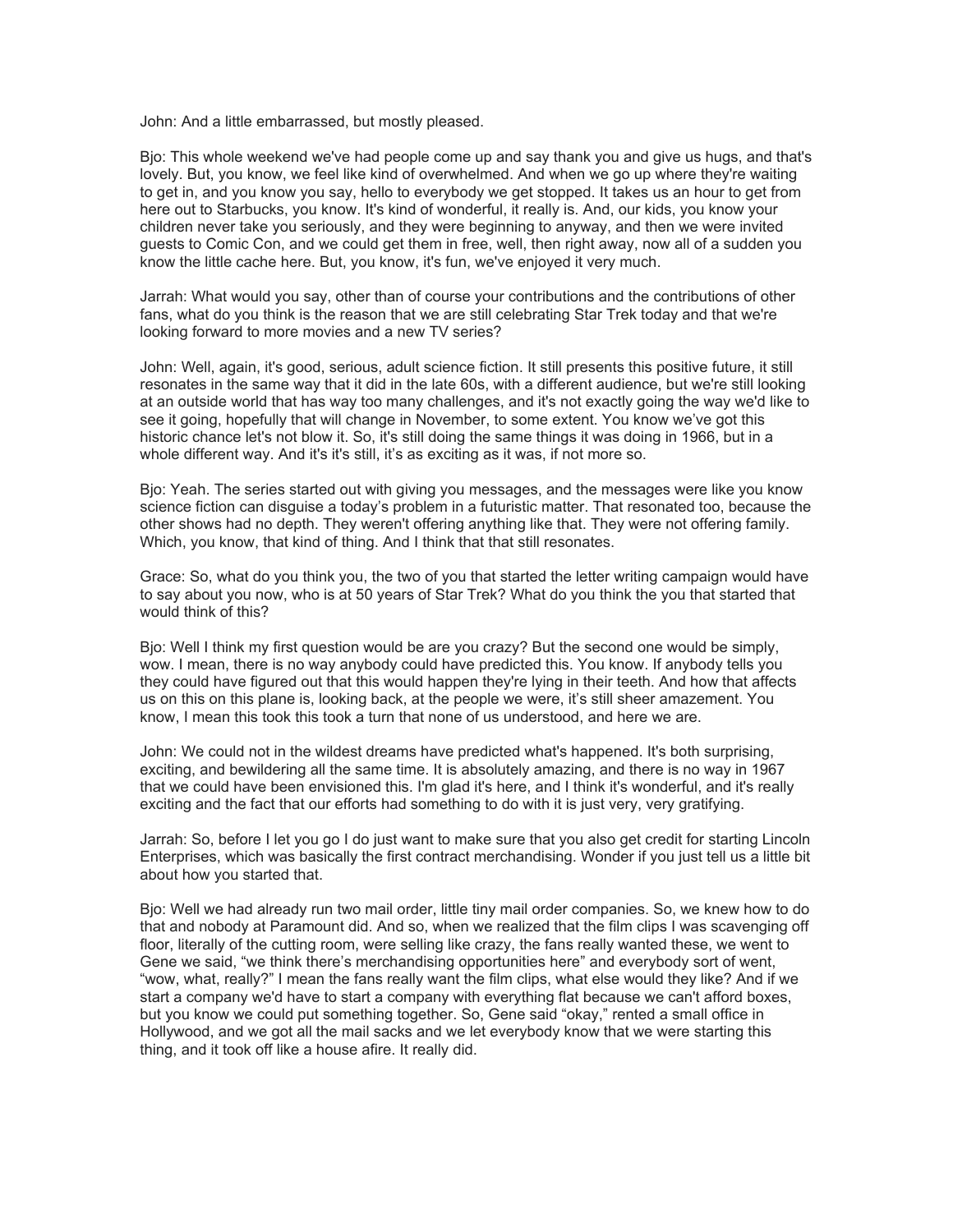John: And a little embarrassed, but mostly pleased.

Bjo: This whole weekend we've had people come up and say thank you and give us hugs, and that's lovely. But, you know, we feel like kind of overwhelmed. And when we go up where they're waiting to get in, and you know you say, hello to everybody we get stopped. It takes us an hour to get from here out to Starbucks, you know. It's kind of wonderful, it really is. And, our kids, you know your children never take you seriously, and they were beginning to anyway, and then we were invited guests to Comic Con, and we could get them in free, well, then right away, now all of a sudden you know the little cache here. But, you know, it's fun, we've enjoyed it very much.

Jarrah: What would you say, other than of course your contributions and the contributions of other fans, what do you think is the reason that we are still celebrating Star Trek today and that we're looking forward to more movies and a new TV series?

John: Well, again, it's good, serious, adult science fiction. It still presents this positive future, it still resonates in the same way that it did in the late 60s, with a different audience, but we're still looking at an outside world that has way too many challenges, and it's not exactly going the way we'd like to see it going, hopefully that will change in November, to some extent. You know we've got this historic chance let's not blow it. So, it's still doing the same things it was doing in 1966, but in a whole different way. And it's it's still, it's as exciting as it was, if not more so.

Bjo: Yeah. The series started out with giving you messages, and the messages were like you know science fiction can disguise a today's problem in a futuristic matter. That resonated too, because the other shows had no depth. They weren't offering anything like that. They were not offering family. Which, you know, that kind of thing. And I think that that still resonates.

Grace: So, what do you think you, the two of you that started the letter writing campaign would have to say about you now, who is at 50 years of Star Trek? What do you think the you that started that would think of this?

Bjo: Well I think my first question would be are you crazy? But the second one would be simply, wow. I mean, there is no way anybody could have predicted this. You know. If anybody tells you they could have figured out that this would happen they're lying in their teeth. And how that affects us on this on this plane is, looking back, at the people we were, it's still sheer amazement. You know, I mean this took this took a turn that none of us understood, and here we are.

John: We could not in the wildest dreams have predicted what's happened. It's both surprising, exciting, and bewildering all the same time. It is absolutely amazing, and there is no way in 1967 that we could have been envisioned this. I'm glad it's here, and I think it's wonderful, and it's really exciting and the fact that our efforts had something to do with it is just very, very gratifying.

Jarrah: So, before I let you go I do just want to make sure that you also get credit for starting Lincoln Enterprises, which was basically the first contract merchandising. Wonder if you just tell us a little bit about how you started that.

Bjo: Well we had already run two mail order, little tiny mail order companies. So, we knew how to do that and nobody at Paramount did. And so, when we realized that the film clips I was scavenging off floor, literally of the cutting room, were selling like crazy, the fans really wanted these, we went to Gene we said, "we think there's merchandising opportunities here" and everybody sort of went, "wow, what, really?" I mean the fans really want the film clips, what else would they like? And if we start a company we'd have to start a company with everything flat because we can't afford boxes, but you know we could put something together. So, Gene said "okay," rented a small office in Hollywood, and we got all the mail sacks and we let everybody know that we were starting this thing, and it took off like a house afire. It really did.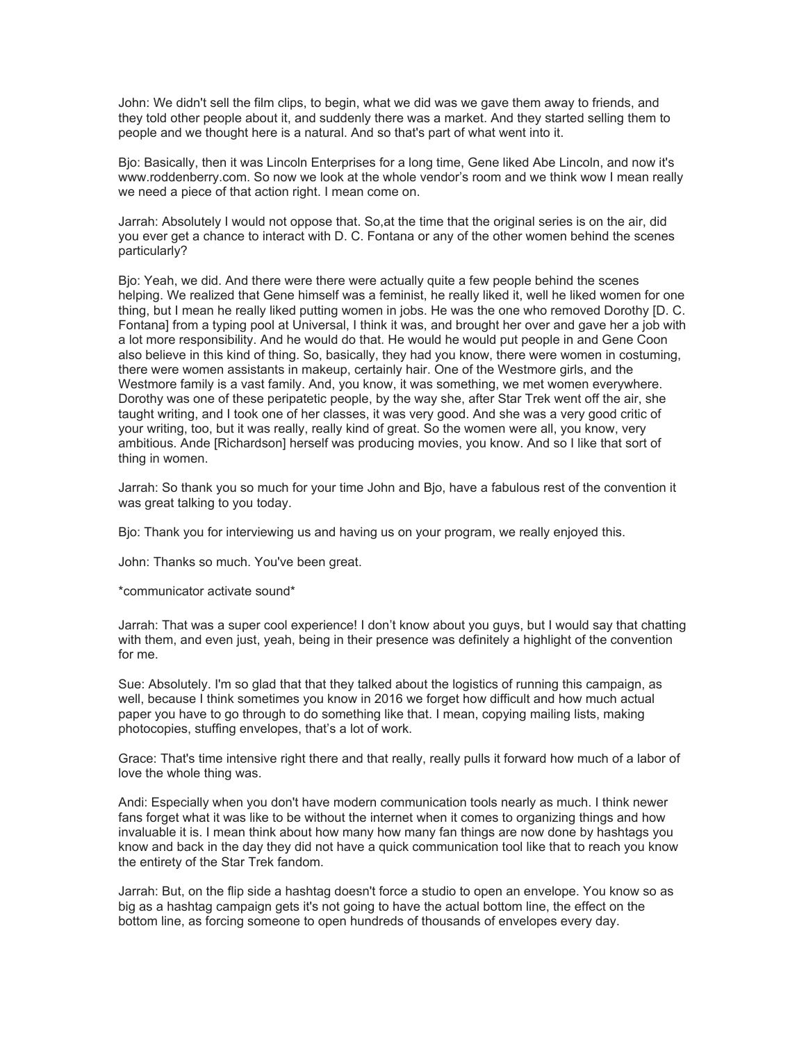John: We didn't sell the film clips, to begin, what we did was we gave them away to friends, and they told other people about it, and suddenly there was a market. And they started selling them to people and we thought here is a natural. And so that's part of what went into it.

Bjo: Basically, then it was Lincoln Enterprises for a long time, Gene liked Abe Lincoln, and now it's www.roddenberry.com. So now we look at the whole vendor's room and we think wow I mean really we need a piece of that action right. I mean come on.

Jarrah: Absolutely I would not oppose that. So,at the time that the original series is on the air, did you ever get a chance to interact with D. C. Fontana or any of the other women behind the scenes particularly?

Bjo: Yeah, we did. And there were there were actually quite a few people behind the scenes helping. We realized that Gene himself was a feminist, he really liked it, well he liked women for one thing, but I mean he really liked putting women in jobs. He was the one who removed Dorothy [D. C. Fontana] from a typing pool at Universal, I think it was, and brought her over and gave her a job with a lot more responsibility. And he would do that. He would he would put people in and Gene Coon also believe in this kind of thing. So, basically, they had you know, there were women in costuming, there were women assistants in makeup, certainly hair. One of the Westmore girls, and the Westmore family is a vast family. And, you know, it was something, we met women everywhere. Dorothy was one of these peripatetic people, by the way she, after Star Trek went off the air, she taught writing, and I took one of her classes, it was very good. And she was a very good critic of your writing, too, but it was really, really kind of great. So the women were all, you know, very ambitious. Ande [Richardson] herself was producing movies, you know. And so I like that sort of thing in women.

Jarrah: So thank you so much for your time John and Bjo, have a fabulous rest of the convention it was great talking to you today.

Bjo: Thank you for interviewing us and having us on your program, we really enjoyed this.

John: Thanks so much. You've been great.

*communicator activate sound*

Jarrah: That was a super cool experience! I don't know about you guys, but I would say that chatting with them, and even just, yeah, being in their presence was definitely a highlight of the convention for me.

Sue: Absolutely. I'm so glad that that they talked about the logistics of running this campaign, as well, because I think sometimes you know in 2016 we forget how difficult and how much actual paper you have to go through to do something like that. I mean, copying mailing lists, making photocopies, stuffing envelopes, that's a lot of work.

Grace: That's time intensive right there and that really, really pulls it forward how much of a labor of love the whole thing was.

Andi: Especially when you don't have modern communication tools nearly as much. I think newer fans forget what it was like to be without the internet when it comes to organizing things and how invaluable it is. I mean think about how many how many fan things are now done by hashtags you know and back in the day they did not have a quick communication tool like that to reach you know the entirety of the Star Trek fandom.

Jarrah: But, on the flip side a hashtag doesn't force a studio to open an envelope. You know so as big as a hashtag campaign gets it's not going to have the actual bottom line, the effect on the bottom line, as forcing someone to open hundreds of thousands of envelopes every day.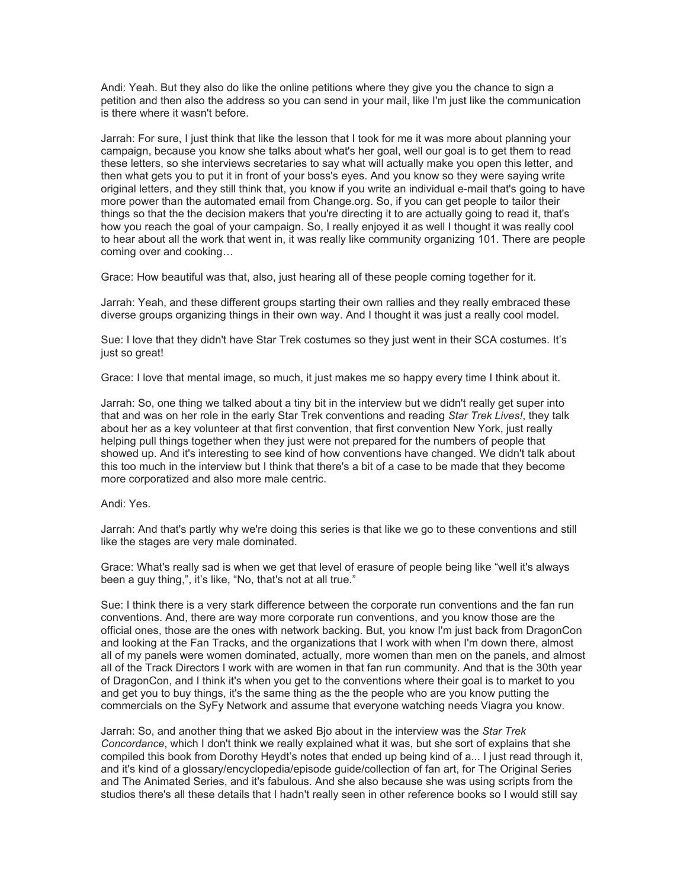Andi: Yeah. But they also do like the online petitions where they give you the chance to sign a petition and then also the address so you can send in your mail, like I'm just like the communication is there where it wasn't before.

Jarrah: For sure, I just think that like the lesson that I took for me it was more about planning your campaign, because you know she talks about what's her goal, well our goal is to get them to read these letters, so she interviews secretaries to say what will actually make you open this letter, and then what gets you to put it in front of your boss's eyes. And you know so they were saying write original letters, and they still think that, you know if you write an individual e-mail that's going to have more power than the automated email from Change.org. So, if you can get people to tailor their things so that the the decision makers that you're directing it to are actually going to read it, that's how you reach the goal of your campaign. So, I really enjoyed it as well I thought it was really cool to hear about all the work that went in, it was really like community organizing 101. There are people coming over and cooking…

Grace: How beautiful was that, also, just hearing all of these people coming together for it.

Jarrah: Yeah, and these different groups starting their own rallies and they really embraced these diverse groups organizing things in their own way. And I thought it was just a really cool model.

Sue: I love that they didn't have Star Trek costumes so they just went in their SCA costumes. It's just so great!

Grace: I love that mental image, so much, it just makes me so happy every time I think about it.

Jarrah: So, one thing we talked about a tiny bit in the interview but we didn't really get super into that and was on her role in the early Star Trek conventions and reading *Star Trek Lives!*, they talk about her as a key volunteer at that first convention, that first convention New York, just really helping pull things together when they just were not prepared for the numbers of people that showed up. And it's interesting to see kind of how conventions have changed. We didn't talk about this too much in the interview but I think that there's a bit of a case to be made that they become more corporatized and also more male centric.

Andi: Yes.

Jarrah: And that's partly why we're doing this series is that like we go to these conventions and still like the stages are very male dominated.

Grace: What's really sad is when we get that level of erasure of people being like "well it's always been a guy thing,", it's like, "No, that's not at all true."

Sue: I think there is a very stark difference between the corporate run conventions and the fan run conventions. And, there are way more corporate run conventions, and you know those are the official ones, those are the ones with network backing. But, you know I'm just back from DragonCon and looking at the Fan Tracks, and the organizations that I work with when I'm down there, almost all of my panels were women dominated, actually, more women than men on the panels, and almost all of the Track Directors I work with are women in that fan run community. And that is the 30th year of DragonCon, and I think it's when you get to the conventions where their goal is to market to you and get you to buy things, it's the same thing as the the people who are you know putting the commercials on the SyFy Network and assume that everyone watching needs Viagra you know.

Jarrah: So, and another thing that we asked Bjo about in the interview was the *Star Trek Concordance*, which I don't think we really explained what it was, but she sort of explains that she compiled this book from Dorothy Heydt's notes that ended up being kind of a... I just read through it, and it's kind of a glossary/encyclopedia/episode guide/collection of fan art, for The Original Series and The Animated Series, and it's fabulous. And she also because she was using scripts from the studios there's all these details that I hadn't really seen in other reference books so I would still say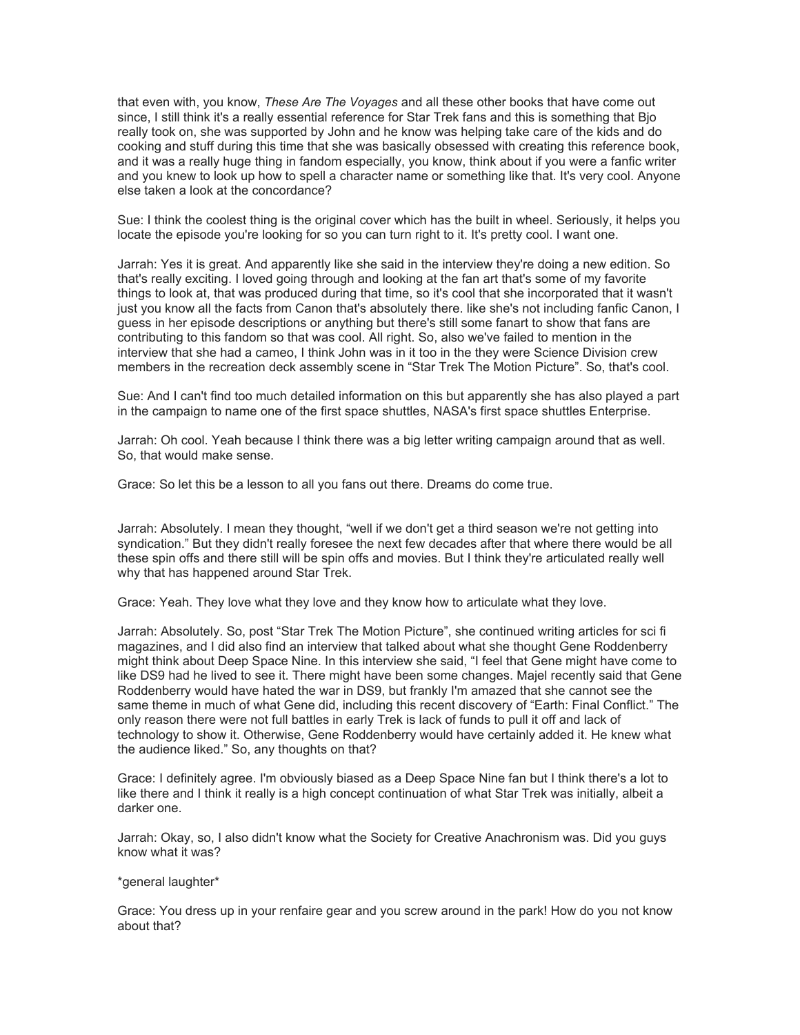that even with, you know, *These Are The Voyages* and all these other books that have come out since, I still think it's a really essential reference for Star Trek fans and this is something that Bjo really took on, she was supported by John and he know was helping take care of the kids and do cooking and stuff during this time that she was basically obsessed with creating this reference book, and it was a really huge thing in fandom especially, you know, think about if you were a fanfic writer and you knew to look up how to spell a character name or something like that. It's very cool. Anyone else taken a look at the concordance?

Sue: I think the coolest thing is the original cover which has the built in wheel. Seriously, it helps you locate the episode you're looking for so you can turn right to it. It's pretty cool. I want one.

Jarrah: Yes it is great. And apparently like she said in the interview they're doing a new edition. So that's really exciting. I loved going through and looking at the fan art that's some of my favorite things to look at, that was produced during that time, so it's cool that she incorporated that it wasn't just you know all the facts from Canon that's absolutely there. like she's not including fanfic Canon, I guess in her episode descriptions or anything but there's still some fanart to show that fans are contributing to this fandom so that was cool. All right. So, also we've failed to mention in the interview that she had a cameo, I think John was in it too in the they were Science Division crew members in the recreation deck assembly scene in "Star Trek The Motion Picture". So, that's cool.

Sue: And I can't find too much detailed information on this but apparently she has also played a part in the campaign to name one of the first space shuttles, NASA's first space shuttles Enterprise.

Jarrah: Oh cool. Yeah because I think there was a big letter writing campaign around that as well. So, that would make sense.

Grace: So let this be a lesson to all you fans out there. Dreams do come true.

Jarrah: Absolutely. I mean they thought, "well if we don't get a third season we're not getting into syndication." But they didn't really foresee the next few decades after that where there would be all these spin offs and there still will be spin offs and movies. But I think they're articulated really well why that has happened around Star Trek.

Grace: Yeah. They love what they love and they know how to articulate what they love.

Jarrah: Absolutely. So, post "Star Trek The Motion Picture", she continued writing articles for sci fi magazines, and I did also find an interview that talked about what she thought Gene Roddenberry might think about Deep Space Nine. In this interview she said, "I feel that Gene might have come to like DS9 had he lived to see it. There might have been some changes. Majel recently said that Gene Roddenberry would have hated the war in DS9, but frankly I'm amazed that she cannot see the same theme in much of what Gene did, including this recent discovery of "Earth: Final Conflict." The only reason there were not full battles in early Trek is lack of funds to pull it off and lack of technology to show it. Otherwise, Gene Roddenberry would have certainly added it. He knew what the audience liked." So, any thoughts on that?

Grace: I definitely agree. I'm obviously biased as a Deep Space Nine fan but I think there's a lot to like there and I think it really is a high concept continuation of what Star Trek was initially, albeit a darker one.

Jarrah: Okay, so, I also didn't know what the Society for Creative Anachronism was. Did you guys know what it was?

*general laughter*

Grace: You dress up in your renfaire gear and you screw around in the park! How do you not know about that?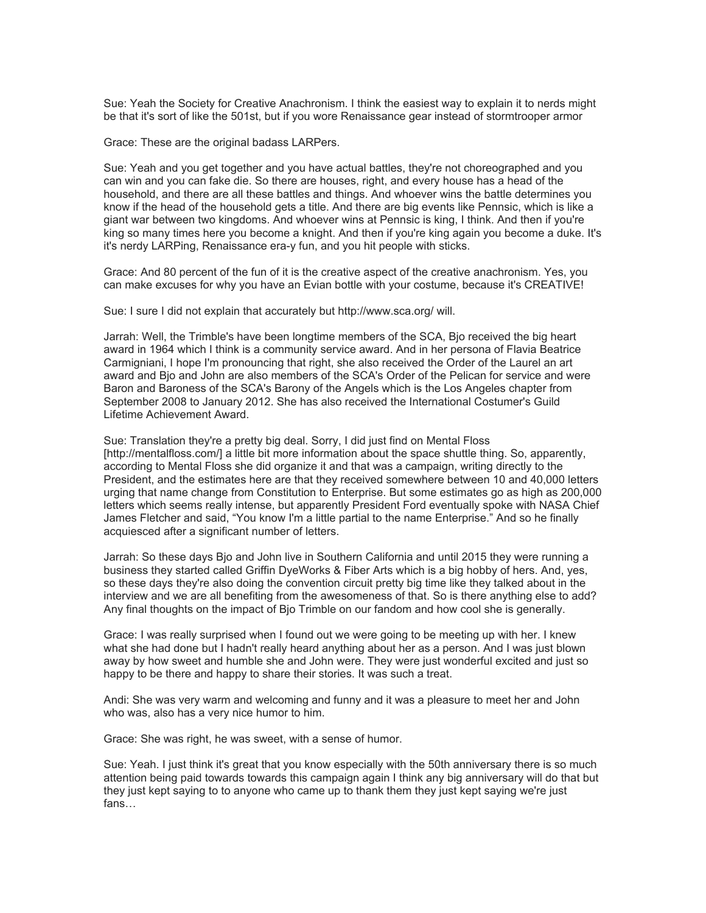Sue: Yeah the Society for Creative Anachronism. I think the easiest way to explain it to nerds might be that it's sort of like the 501st, but if you wore Renaissance gear instead of stormtrooper armor

Grace: These are the original badass LARPers.

Sue: Yeah and you get together and you have actual battles, they're not choreographed and you can win and you can fake die. So there are houses, right, and every house has a head of the household, and there are all these battles and things. And whoever wins the battle determines you know if the head of the household gets a title. And there are big events like Pennsic, which is like a giant war between two kingdoms. And whoever wins at Pennsic is king, I think. And then if you're king so many times here you become a knight. And then if you're king again you become a duke. It's it's nerdy LARPing, Renaissance era-y fun, and you hit people with sticks.

Grace: And 80 percent of the fun of it is the creative aspect of the creative anachronism. Yes, you can make excuses for why you have an Evian bottle with your costume, because it's CREATIVE!

Sue: I sure I did not explain that accurately but http://www.sca.org/ will.

Jarrah: Well, the Trimble's have been longtime members of the SCA, Bjo received the big heart award in 1964 which I think is a community service award. And in her persona of Flavia Beatrice Carmigniani, I hope I'm pronouncing that right, she also received the Order of the Laurel an art award and Bjo and John are also members of the SCA's Order of the Pelican for service and were Baron and Baroness of the SCA's Barony of the Angels which is the Los Angeles chapter from September 2008 to January 2012. She has also received the International Costumer's Guild Lifetime Achievement Award.

Sue: Translation they're a pretty big deal. Sorry, I did just find on Mental Floss [http://mentalfloss.com/] a little bit more information about the space shuttle thing. So, apparently, according to Mental Floss she did organize it and that was a campaign, writing directly to the President, and the estimates here are that they received somewhere between 10 and 40,000 letters urging that name change from Constitution to Enterprise. But some estimates go as high as 200,000 letters which seems really intense, but apparently President Ford eventually spoke with NASA Chief James Fletcher and said, "You know I'm a little partial to the name Enterprise." And so he finally acquiesced after a significant number of letters.

Jarrah: So these days Bjo and John live in Southern California and until 2015 they were running a business they started called Griffin DyeWorks & Fiber Arts which is a big hobby of hers. And, yes, so these days they're also doing the convention circuit pretty big time like they talked about in the interview and we are all benefiting from the awesomeness of that. So is there anything else to add? Any final thoughts on the impact of Bjo Trimble on our fandom and how cool she is generally.

Grace: I was really surprised when I found out we were going to be meeting up with her. I knew what she had done but I hadn't really heard anything about her as a person. And I was just blown away by how sweet and humble she and John were. They were just wonderful excited and just so happy to be there and happy to share their stories. It was such a treat.

Andi: She was very warm and welcoming and funny and it was a pleasure to meet her and John who was, also has a very nice humor to him.

Grace: She was right, he was sweet, with a sense of humor.

Sue: Yeah. I just think it's great that you know especially with the 50th anniversary there is so much attention being paid towards towards this campaign again I think any big anniversary will do that but they just kept saying to to anyone who came up to thank them they just kept saying we're just fans…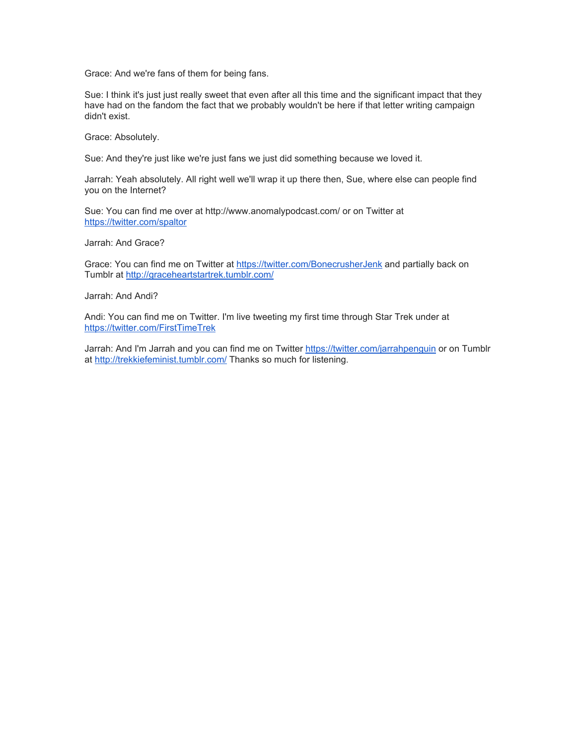Grace: And we're fans of them for being fans.

Sue: I think it's just just really sweet that even after all this time and the significant impact that they have had on the fandom the fact that we probably wouldn't be here if that letter writing campaign didn't exist.

Grace: Absolutely.

Sue: And they're just like we're just fans we just did something because we loved it.

Jarrah: Yeah absolutely. All right well we'll wrap it up there then, Sue, where else can people find you on the Internet?

Sue: You can find me over at http://www.anomalypodcast.com/ or on Twitter at https://twitter.com/spaltor

Jarrah: And Grace?

Grace: You can find me on Twitter at https://twitter.com/BonecrusherJenk and partially back on Tumblr at http://graceheartstartrek.tumblr.com/

Jarrah: And Andi?

Andi: You can find me on Twitter. I'm live tweeting my first time through Star Trek under at https://twitter.com/FirstTimeTrek

Jarrah: And I'm Jarrah and you can find me on Twitter https://twitter.com/jarrahpenguin or on Tumblr at http://trekkiefeminist.tumblr.com/ Thanks so much for listening.